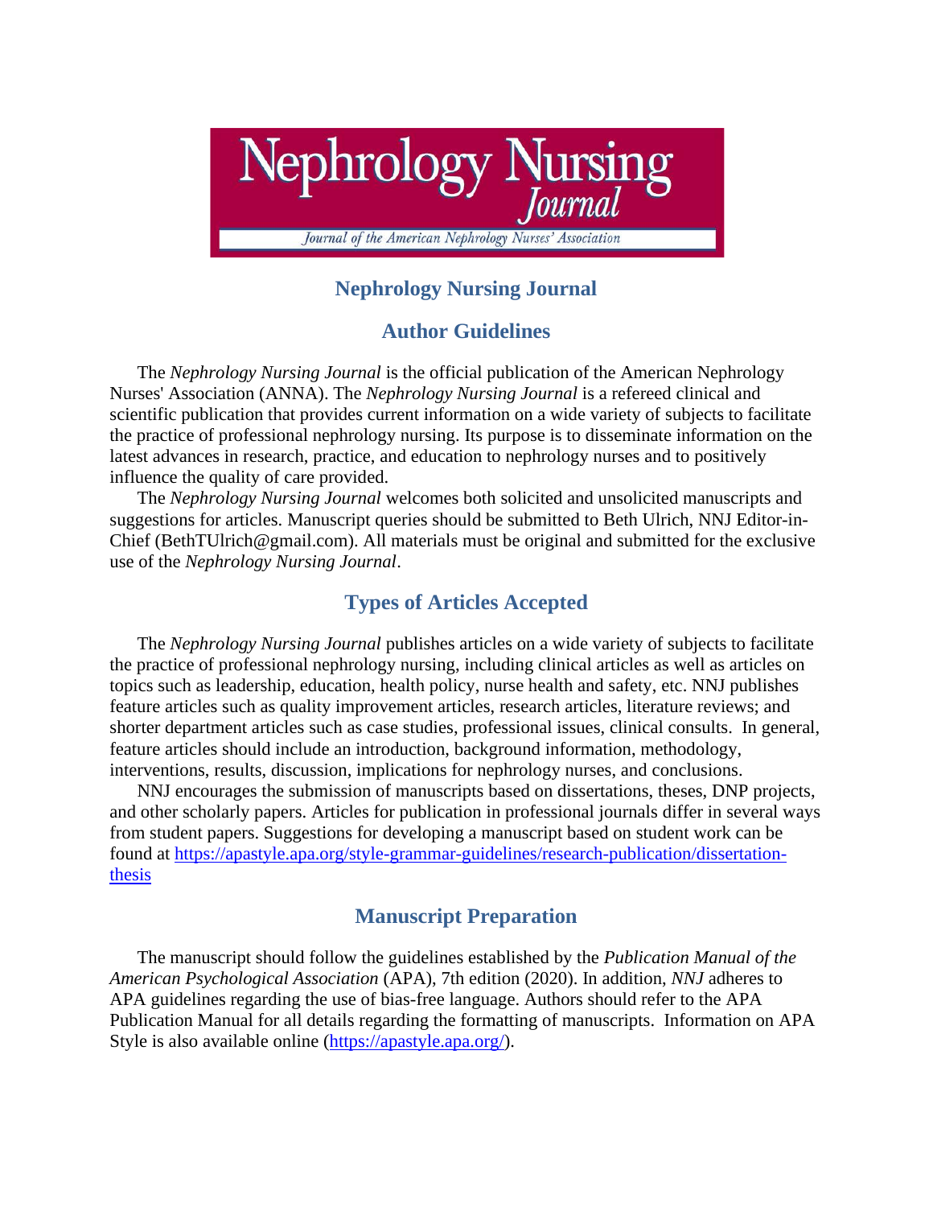# Nephrology Nursing Journal

## Author Guidelines

The *Nephrology Nursing Journal* is the official publication of the American Nephrology Nurses' Association (ANNA). The *Nephrology Nursing Journal* is a refereed clinical and scientific publication that provides current information on a wide variety of subjects to facilitate the practice of professional nephrology nursing. Its purpose is to disseminate information on the latest advances in research, practice, and education to nephrology nurses and to positively influence the quality of care provided.

The *Nephrology Nursing Journal* welcomes both solicited and unsolicited manuscripts and suggestions for articles. Manuscript queries should be submitted to Beth Ulrich, NNJ Editor-in-Chief (BethTUlrich@gmail.com). All materials must be original and submitted for the exclusive use of the *Nephrology Nursing Journal*.

## Types of Articles Accepted

The *Nephrology Nursing Journal* publishes articles on a wide variety of subjects to facilitate the practice of professional nephrology nursing, including clinical articles as well as articles on topics such as leadership, education, health policy, nurse health and safety, etc. NNJ publishes feature articles such as quality improvement articles, research articles, literature reviews; and shorter department articles such as case studies, professional issues, clinical consults. In general, feature articles should include an introduction, background information, methodology, interventions, results, discussion, implications for nephrology nurses, and conclusions.

NNJ encourages the submission of manuscripts based on dissertations, theses, DNP projects, and other scholarly papers. Articles for publication in professional journals differ in several ways from student papers. Suggestions for developing a manuscript based on student work can be found at [https://apastyle.apa.org/style-grammar-guidelines/research-publication/dissertation-thesis](https://apastyle.apa.org/style-grammar-guidelines/research-publication/dissertation-thesis)

## Manuscript Preparation

The manuscript should follow the guidelines established by the *Publication Manual of the American Psychological Association* (APA), 7th edition (2020). In addition, *NNJ* adheres to APA guidelines regarding the use of bias-free language. Authors should refer to the APA Publication Manual for all details regarding the formatting of manuscripts. Information on APA Style is also available online ([https://apastyle.apa.org/](https://apastyle.apa.org/)).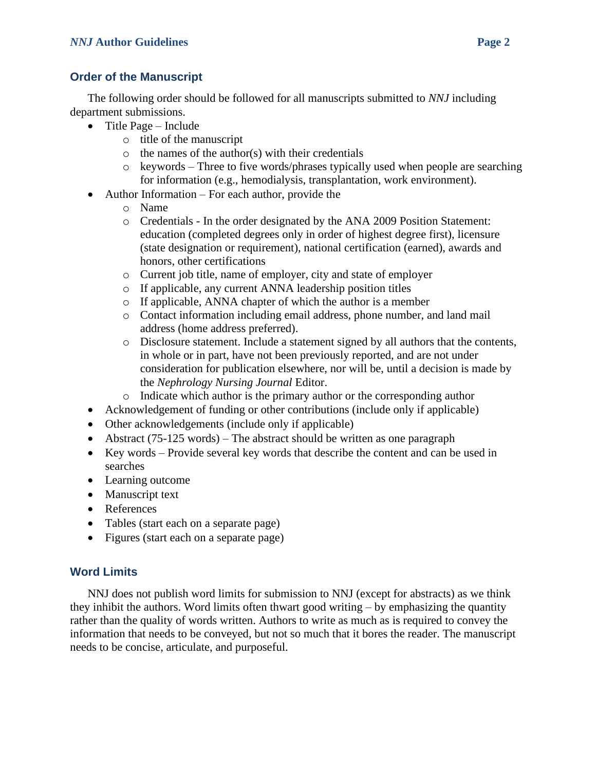## Order of the Manuscript

The following order should be followed for all manuscripts submitted to *NNJ* including department submissions.

- Title Page – Include
  - title of the manuscript
  - the names of the author(s) with their credentials
  - keywords – Three to five words/phrases typically used when people are searching for information (e.g., hemodialysis, transplantation, work environment).
- Author Information – For each author, provide the
  - Name
  - Credentials - In the order designated by the ANA 2009 Position Statement: education (completed degrees only in order of highest degree first), licensure (state designation or requirement), national certification (earned), awards and honors, other certifications
  - Current job title, name of employer, city and state of employer
  - If applicable, any current ANNA leadership position titles
  - If applicable, ANNA chapter of which the author is a member
  - Contact information including email address, phone number, and land mail address (home address preferred).
  - Disclosure statement. Include a statement signed by all authors that the contents, in whole or in part, have not been previously reported, and are not under consideration for publication elsewhere, nor will be, until a decision is made by the *Nephrology Nursing Journal* Editor.
  - Indicate which author is the primary author or the corresponding author
- Acknowledgement of funding or other contributions (include only if applicable)
- Other acknowledgements (include only if applicable)
- Abstract (75-125 words) – The abstract should be written as one paragraph
- Key words – Provide several key words that describe the content and can be used in searches
- Learning outcome
- Manuscript text
- References
- Tables (start each on a separate page)
- Figures (start each on a separate page)

## Word Limits

NNJ does not publish word limits for submission to NNJ (except for abstracts) as we think they inhibit the authors. Word limits often thwart good writing – by emphasizing the quantity rather than the quality of words written. Authors to write as much as is required to convey the information that needs to be conveyed, but not so much that it bores the reader. The manuscript needs to be concise, articulate, and purposeful.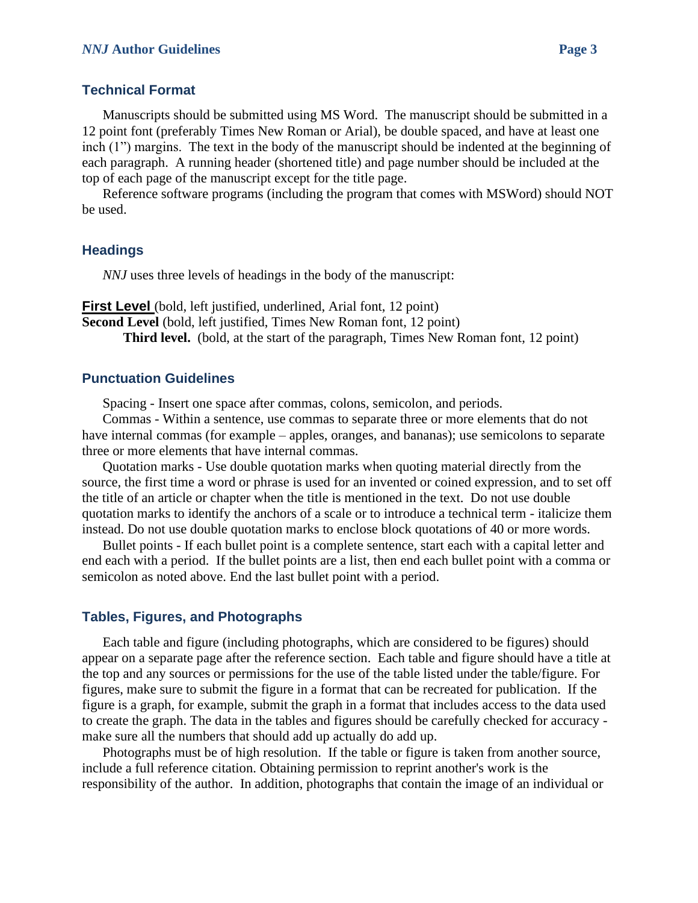## Technical Format

Manuscripts should be submitted using MS Word. The manuscript should be submitted in a 12 point font (preferably Times New Roman or Arial), be double spaced, and have at least one inch (1") margins. The text in the body of the manuscript should be indented at the beginning of each paragraph. A running header (shortened title) and page number should be included at the top of each page of the manuscript except for the title page.

Reference software programs (including the program that comes with MSWord) should NOT be used.

## Headings

*NNJ* uses three levels of headings in the body of the manuscript:

<u>**First Level**</u> (bold, left justified, underlined, Arial font, 12 point)
**Second Level** (bold, left justified, Times New Roman font, 12 point)
**Third level.** (bold, at the start of the paragraph, Times New Roman font, 12 point)

## Punctuation Guidelines

Spacing - Insert one space after commas, colons, semicolon, and periods.

Commas - Within a sentence, use commas to separate three or more elements that do not have internal commas (for example – apples, oranges, and bananas); use semicolons to separate three or more elements that have internal commas.

Quotation marks - Use double quotation marks when quoting material directly from the source, the first time a word or phrase is used for an invented or coined expression, and to set off the title of an article or chapter when the title is mentioned in the text. Do not use double quotation marks to identify the anchors of a scale or to introduce a technical term - italicize them instead. Do not use double quotation marks to enclose block quotations of 40 or more words.

Bullet points - If each bullet point is a complete sentence, start each with a capital letter and end each with a period. If the bullet points are a list, then end each bullet point with a comma or semicolon as noted above. End the last bullet point with a period.

## Tables, Figures, and Photographs

Each table and figure (including photographs, which are considered to be figures) should appear on a separate page after the reference section. Each table and figure should have a title at the top and any sources or permissions for the use of the table listed under the table/figure. For figures, make sure to submit the figure in a format that can be recreated for publication. If the figure is a graph, for example, submit the graph in a format that includes access to the data used to create the graph. The data in the tables and figures should be carefully checked for accuracy - make sure all the numbers that should add up actually do add up.

Photographs must be of high resolution. If the table or figure is taken from another source, include a full reference citation. Obtaining permission to reprint another's work is the responsibility of the author. In addition, photographs that contain the image of an individual or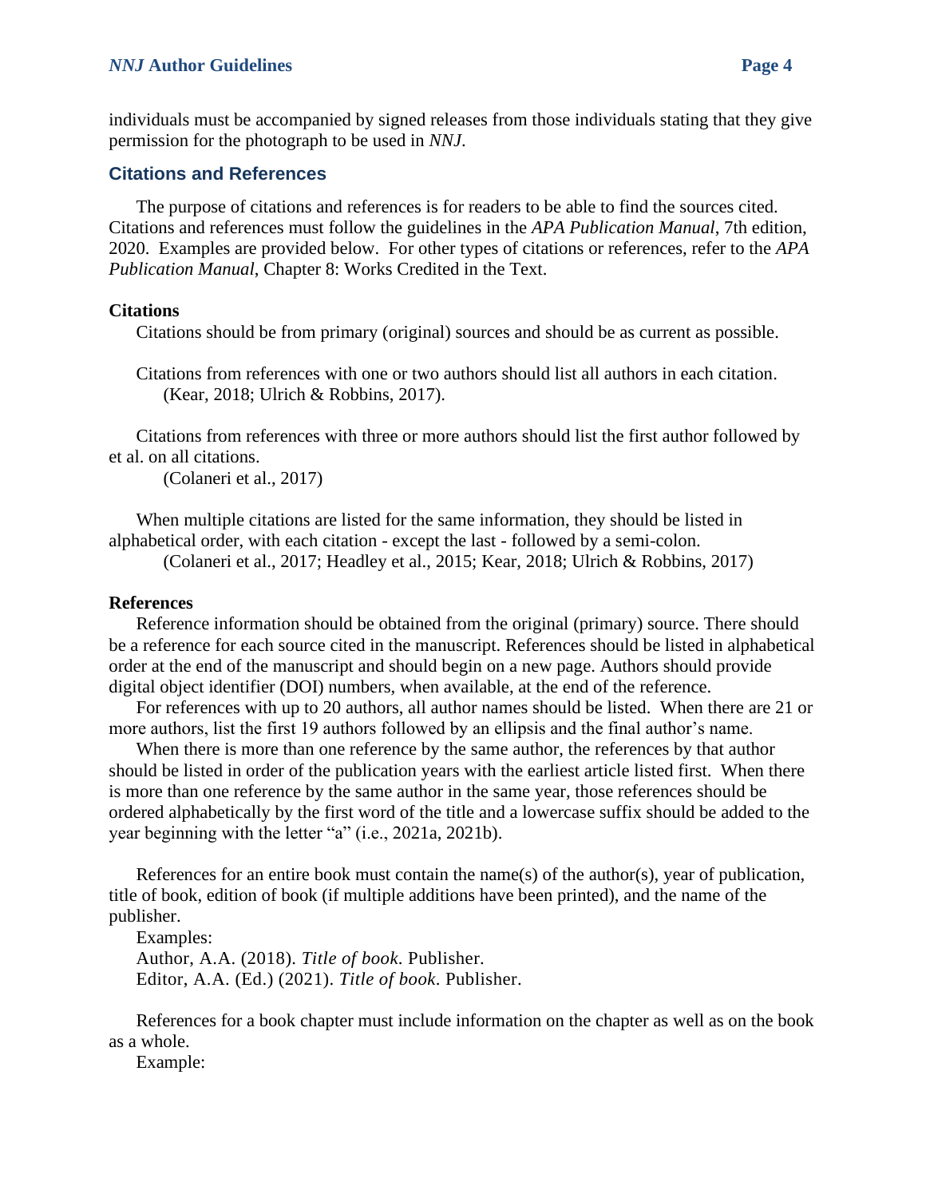individuals must be accompanied by signed releases from those individuals stating that they give permission for the photograph to be used in *NNJ*.

## Citations and References

The purpose of citations and references is for readers to be able to find the sources cited. Citations and references must follow the guidelines in the *APA Publication Manual*, 7th edition, 2020. Examples are provided below. For other types of citations or references, refer to the *APA Publication Manual*, Chapter 8: Works Credited in the Text.

### Citations

Citations should be from primary (original) sources and should be as current as possible.

Citations from references with one or two authors should list all authors in each citation.
(Kear, 2018; Ulrich & Robbins, 2017).

Citations from references with three or more authors should list the first author followed by et al. on all citations.
(Colaneri et al., 2017)

When multiple citations are listed for the same information, they should be listed in alphabetical order, with each citation - except the last - followed by a semi-colon.
(Colaneri et al., 2017; Headley et al., 2015; Kear, 2018; Ulrich & Robbins, 2017)

### References

Reference information should be obtained from the original (primary) source. There should be a reference for each source cited in the manuscript. References should be listed in alphabetical order at the end of the manuscript and should begin on a new page. Authors should provide digital object identifier (DOI) numbers, when available, at the end of the reference.

For references with up to 20 authors, all author names should be listed. When there are 21 or more authors, list the first 19 authors followed by an ellipsis and the final author's name.

When there is more than one reference by the same author, the references by that author should be listed in order of the publication years with the earliest article listed first. When there is more than one reference by the same author in the same year, those references should be ordered alphabetically by the first word of the title and a lowercase suffix should be added to the year beginning with the letter "a" (i.e., 2021a, 2021b).

References for an entire book must contain the name(s) of the author(s), year of publication, title of book, edition of book (if multiple additions have been printed), and the name of the publisher.

Examples:
Author, A.A. (2018). *Title of book*. Publisher.
Editor, A.A. (Ed.) (2021). *Title of book*. Publisher.

References for a book chapter must include information on the chapter as well as on the book as a whole.

Example: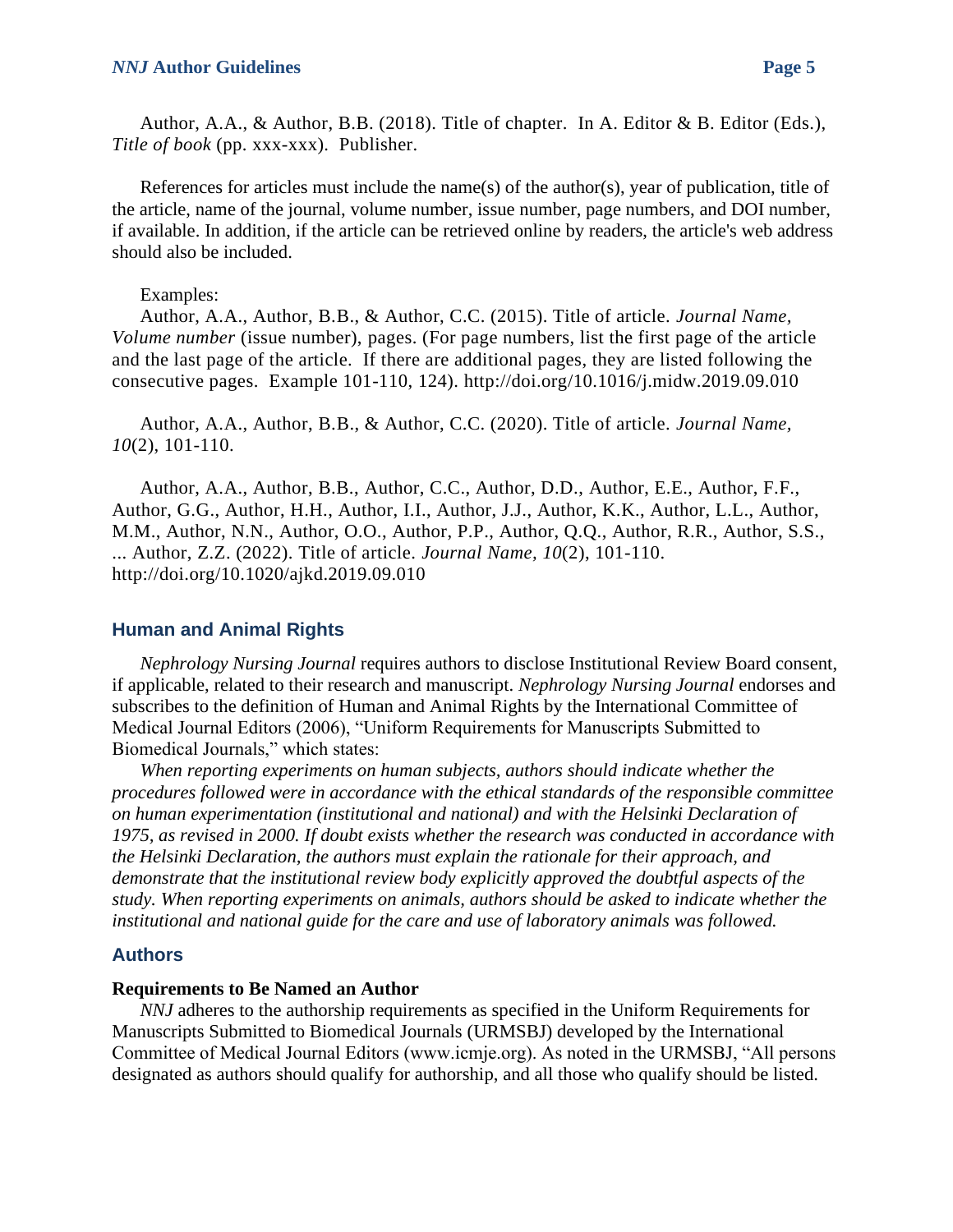Author, A.A., & Author, B.B. (2018). Title of chapter. In A. Editor & B. Editor (Eds.), *Title of book* (pp. xxx-xxx). Publisher.

References for articles must include the name(s) of the author(s), year of publication, title of the article, name of the journal, volume number, issue number, page numbers, and DOI number, if available. In addition, if the article can be retrieved online by readers, the article's web address should also be included.

Examples:
Author, A.A., Author, B.B., & Author, C.C. (2015). Title of article. *Journal Name*, *Volume number* (issue number), pages. (For page numbers, list the first page of the article and the last page of the article. If there are additional pages, they are listed following the consecutive pages. Example 101-110, 124). http://doi.org/10.1016/j.midw.2019.09.010

Author, A.A., Author, B.B., & Author, C.C. (2020). Title of article. *Journal Name, 10*(2), 101-110.

Author, A.A., Author, B.B., Author, C.C., Author, D.D., Author, E.E., Author, F.F., Author, G.G., Author, H.H., Author, I.I., Author, J.J., Author, K.K., Author, L.L., Author, M.M., Author, N.N., Author, O.O., Author, P.P., Author, Q.Q., Author, R.R., Author, S.S., ... Author, Z.Z. (2022). Title of article. *Journal Name, 10*(2), 101-110. http://doi.org/10.1020/ajkd.2019.09.010

## Human and Animal Rights

*Nephrology Nursing Journal* requires authors to disclose Institutional Review Board consent, if applicable, related to their research and manuscript. *Nephrology Nursing Journal* endorses and subscribes to the definition of Human and Animal Rights by the International Committee of Medical Journal Editors (2006), "Uniform Requirements for Manuscripts Submitted to Biomedical Journals," which states:

*When reporting experiments on human subjects, authors should indicate whether the procedures followed were in accordance with the ethical standards of the responsible committee on human experimentation (institutional and national) and with the Helsinki Declaration of 1975, as revised in 2000. If doubt exists whether the research was conducted in accordance with the Helsinki Declaration, the authors must explain the rationale for their approach, and demonstrate that the institutional review body explicitly approved the doubtful aspects of the study. When reporting experiments on animals, authors should be asked to indicate whether the institutional and national guide for the care and use of laboratory animals was followed.*

## Authors

### Requirements to Be Named an Author

*NNJ* adheres to the authorship requirements as specified in the Uniform Requirements for Manuscripts Submitted to Biomedical Journals (URMSBJ) developed by the International Committee of Medical Journal Editors (www.icmje.org). As noted in the URMSBJ, "All persons designated as authors should qualify for authorship, and all those who qualify should be listed.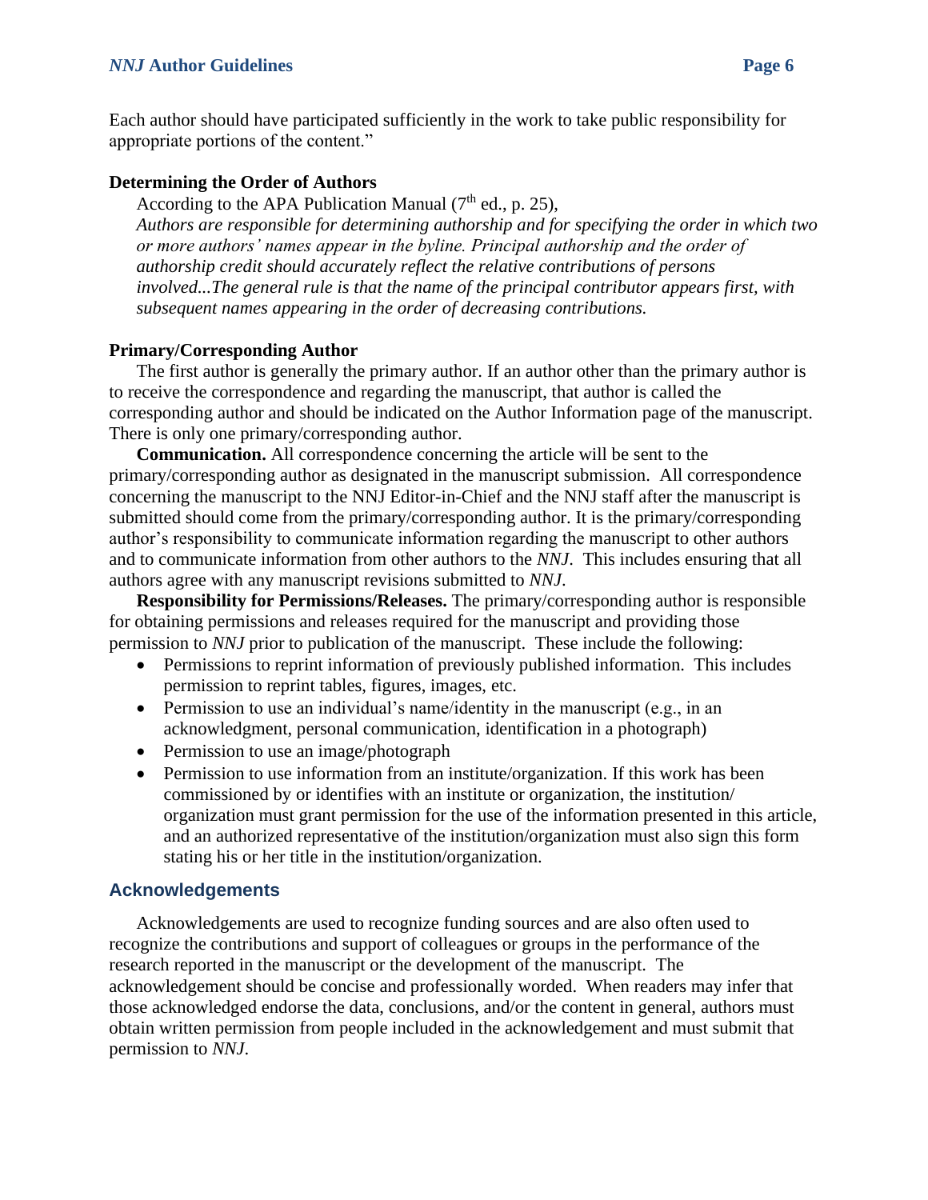Each author should have participated sufficiently in the work to take public responsibility for appropriate portions of the content."

**Determining the Order of Authors**

According to the APA Publication Manual (7th ed., p. 25),

*Authors are responsible for determining authorship and for specifying the order in which two or more authors' names appear in the byline. Principal authorship and the order of authorship credit should accurately reflect the relative contributions of persons involved...The general rule is that the name of the principal contributor appears first, with subsequent names appearing in the order of decreasing contributions.*

**Primary/Corresponding Author**

The first author is generally the primary author. If an author other than the primary author is to receive the correspondence and regarding the manuscript, that author is called the corresponding author and should be indicated on the Author Information page of the manuscript. There is only one primary/corresponding author.

**Communication.** All correspondence concerning the article will be sent to the primary/corresponding author as designated in the manuscript submission. All correspondence concerning the manuscript to the NNJ Editor-in-Chief and the NNJ staff after the manuscript is submitted should come from the primary/corresponding author. It is the primary/corresponding author's responsibility to communicate information regarding the manuscript to other authors and to communicate information from other authors to the *NNJ*. This includes ensuring that all authors agree with any manuscript revisions submitted to *NNJ*.

**Responsibility for Permissions/Releases.** The primary/corresponding author is responsible for obtaining permissions and releases required for the manuscript and providing those permission to *NNJ* prior to publication of the manuscript. These include the following:

- Permissions to reprint information of previously published information. This includes permission to reprint tables, figures, images, etc.
- Permission to use an individual's name/identity in the manuscript (e.g., in an acknowledgment, personal communication, identification in a photograph)
- Permission to use an image/photograph
- Permission to use information from an institute/organization. If this work has been commissioned by or identifies with an institute or organization, the institution/ organization must grant permission for the use of the information presented in this article, and an authorized representative of the institution/organization must also sign this form stating his or her title in the institution/organization.

## Acknowledgements

Acknowledgements are used to recognize funding sources and are also often used to recognize the contributions and support of colleagues or groups in the performance of the research reported in the manuscript or the development of the manuscript. The acknowledgement should be concise and professionally worded. When readers may infer that those acknowledged endorse the data, conclusions, and/or the content in general, authors must obtain written permission from people included in the acknowledgement and must submit that permission to *NNJ*.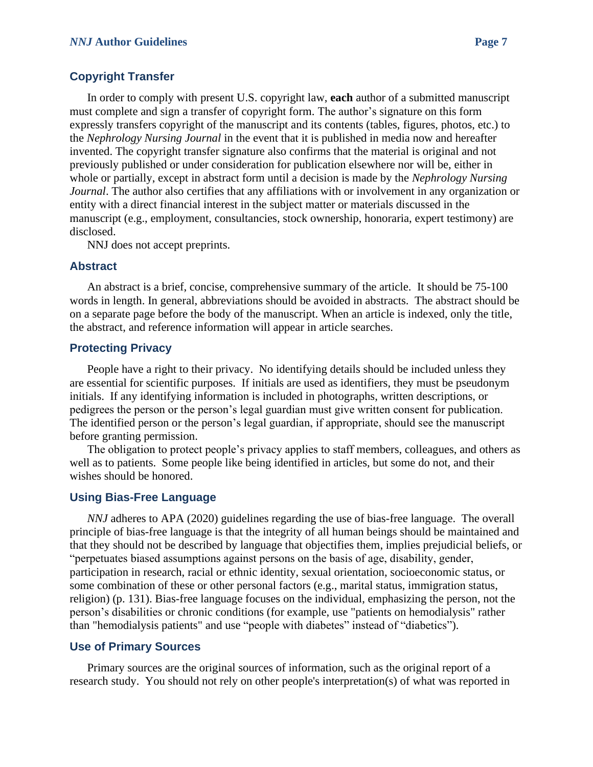## Copyright Transfer

In order to comply with present U.S. copyright law, **each** author of a submitted manuscript must complete and sign a transfer of copyright form. The author's signature on this form expressly transfers copyright of the manuscript and its contents (tables, figures, photos, etc.) to the *Nephrology Nursing Journal* in the event that it is published in media now and hereafter invented. The copyright transfer signature also confirms that the material is original and not previously published or under consideration for publication elsewhere nor will be, either in whole or partially, except in abstract form until a decision is made by the *Nephrology Nursing Journal*. The author also certifies that any affiliations with or involvement in any organization or entity with a direct financial interest in the subject matter or materials discussed in the manuscript (e.g., employment, consultancies, stock ownership, honoraria, expert testimony) are disclosed.

NNJ does not accept preprints.

## Abstract

An abstract is a brief, concise, comprehensive summary of the article. It should be 75-100 words in length. In general, abbreviations should be avoided in abstracts. The abstract should be on a separate page before the body of the manuscript. When an article is indexed, only the title, the abstract, and reference information will appear in article searches.

## Protecting Privacy

People have a right to their privacy. No identifying details should be included unless they are essential for scientific purposes. If initials are used as identifiers, they must be pseudonym initials. If any identifying information is included in photographs, written descriptions, or pedigrees the person or the person's legal guardian must give written consent for publication. The identified person or the person's legal guardian, if appropriate, should see the manuscript before granting permission.

The obligation to protect people's privacy applies to staff members, colleagues, and others as well as to patients. Some people like being identified in articles, but some do not, and their wishes should be honored.

## Using Bias-Free Language

*NNJ* adheres to APA (2020) guidelines regarding the use of bias-free language. The overall principle of bias-free language is that the integrity of all human beings should be maintained and that they should not be described by language that objectifies them, implies prejudicial beliefs, or "perpetuates biased assumptions against persons on the basis of age, disability, gender, participation in research, racial or ethnic identity, sexual orientation, socioeconomic status, or some combination of these or other personal factors (e.g., marital status, immigration status, religion) (p. 131). Bias-free language focuses on the individual, emphasizing the person, not the person's disabilities or chronic conditions (for example, use "patients on hemodialysis" rather than "hemodialysis patients" and use "people with diabetes" instead of "diabetics").

## Use of Primary Sources

Primary sources are the original sources of information, such as the original report of a research study. You should not rely on other people's interpretation(s) of what was reported in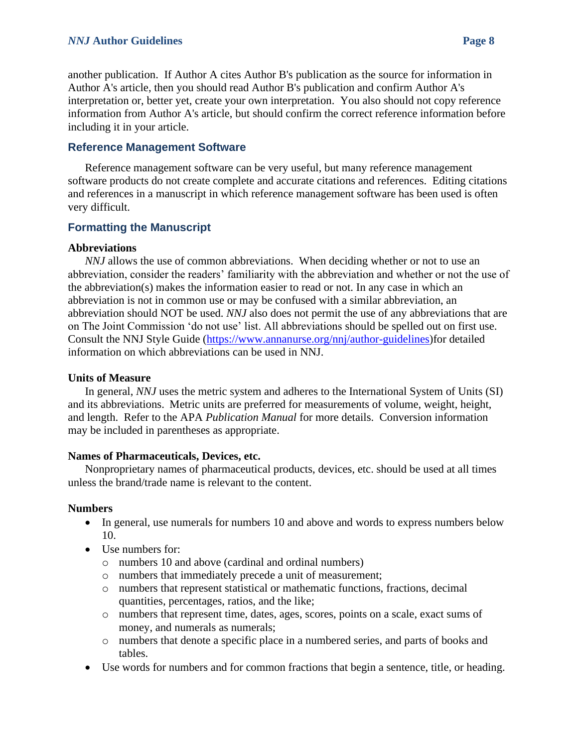another publication. If Author A cites Author B's publication as the source for information in Author A's article, then you should read Author B's publication and confirm Author A's interpretation or, better yet, create your own interpretation. You also should not copy reference information from Author A's article, but should confirm the correct reference information before including it in your article.

## Reference Management Software

Reference management software can be very useful, but many reference management software products do not create complete and accurate citations and references. Editing citations and references in a manuscript in which reference management software has been used is often very difficult.

## Formatting the Manuscript

**Abbreviations**

*NNJ* allows the use of common abbreviations. When deciding whether or not to use an abbreviation, consider the readers' familiarity with the abbreviation and whether or not the use of the abbreviation(s) makes the information easier to read or not. In any case in which an abbreviation is not in common use or may be confused with a similar abbreviation, an abbreviation should NOT be used. *NNJ* also does not permit the use of any abbreviations that are on The Joint Commission 'do not use' list. All abbreviations should be spelled out on first use. Consult the NNJ Style Guide ([https://www.annanurse.org/nnj/author-guidelines](https://www.annanurse.org/nnj/author-guidelines))for detailed information on which abbreviations can be used in NNJ.

**Units of Measure**

In general, *NNJ* uses the metric system and adheres to the International System of Units (SI) and its abbreviations. Metric units are preferred for measurements of volume, weight, height, and length. Refer to the APA *Publication Manual* for more details. Conversion information may be included in parentheses as appropriate.

**Names of Pharmaceuticals, Devices, etc.**

Nonproprietary names of pharmaceutical products, devices, etc. should be used at all times unless the brand/trade name is relevant to the content.

**Numbers**

- In general, use numerals for numbers 10 and above and words to express numbers below 10.
- Use numbers for:
  - numbers 10 and above (cardinal and ordinal numbers)
  - numbers that immediately precede a unit of measurement;
  - numbers that represent statistical or mathematic functions, fractions, decimal quantities, percentages, ratios, and the like;
  - numbers that represent time, dates, ages, scores, points on a scale, exact sums of money, and numerals as numerals;
  - numbers that denote a specific place in a numbered series, and parts of books and tables.
- Use words for numbers and for common fractions that begin a sentence, title, or heading.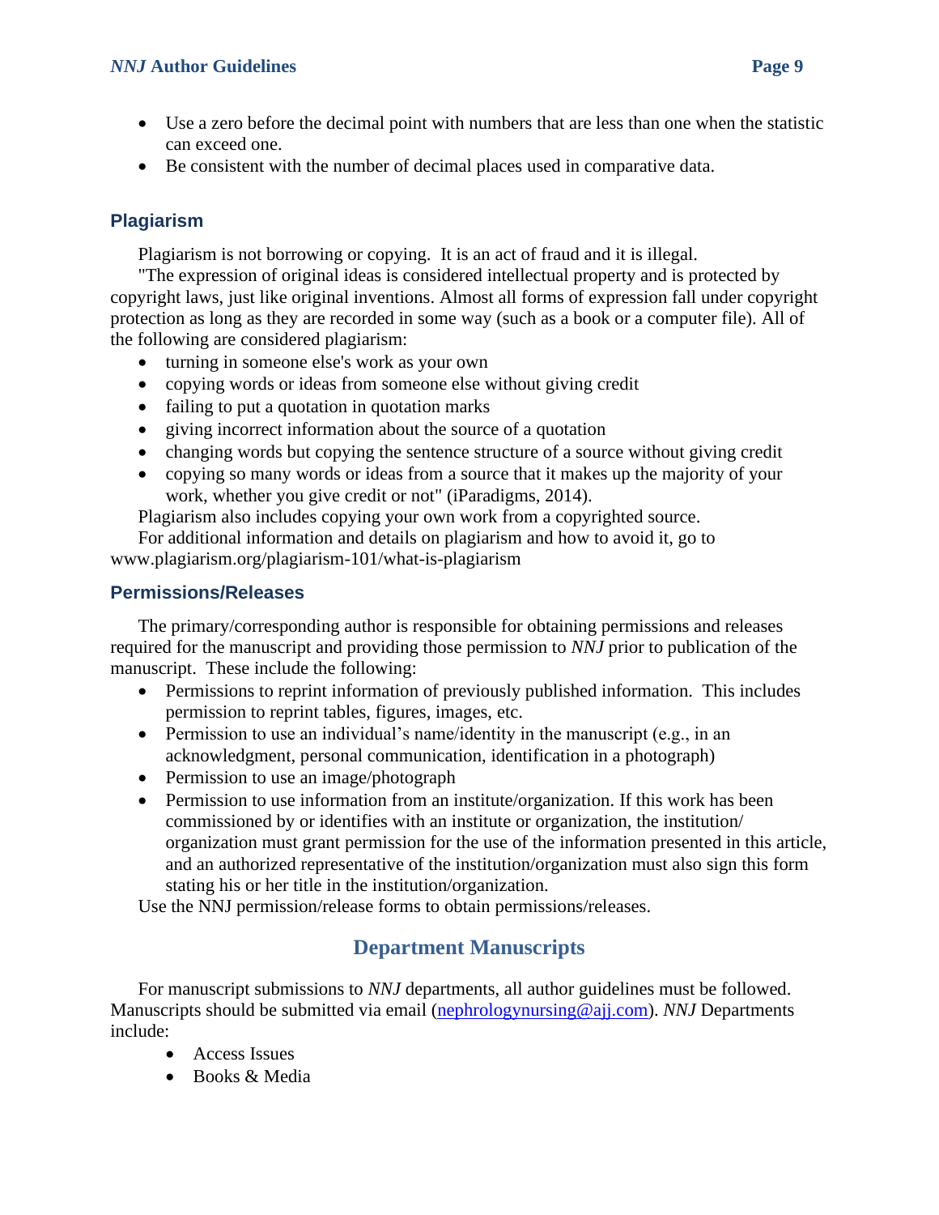- Use a zero before the decimal point with numbers that are less than one when the statistic can exceed one.
- Be consistent with the number of decimal places used in comparative data.

### Plagiarism

Plagiarism is not borrowing or copying. It is an act of fraud and it is illegal.

"The expression of original ideas is considered intellectual property and is protected by copyright laws, just like original inventions. Almost all forms of expression fall under copyright protection as long as they are recorded in some way (such as a book or a computer file). All of the following are considered plagiarism:

- turning in someone else's work as your own
- copying words or ideas from someone else without giving credit
- failing to put a quotation in quotation marks
- giving incorrect information about the source of a quotation
- changing words but copying the sentence structure of a source without giving credit
- copying so many words or ideas from a source that it makes up the majority of your work, whether you give credit or not" (iParadigms, 2014).

Plagiarism also includes copying your own work from a copyrighted source.

For additional information and details on plagiarism and how to avoid it, go to www.plagiarism.org/plagiarism-101/what-is-plagiarism

### Permissions/Releases

The primary/corresponding author is responsible for obtaining permissions and releases required for the manuscript and providing those permission to *NNJ* prior to publication of the manuscript. These include the following:

- Permissions to reprint information of previously published information. This includes permission to reprint tables, figures, images, etc.
- Permission to use an individual's name/identity in the manuscript (e.g., in an acknowledgment, personal communication, identification in a photograph)
- Permission to use an image/photograph
- Permission to use information from an institute/organization. If this work has been commissioned by or identifies with an institute or organization, the institution/ organization must grant permission for the use of the information presented in this article, and an authorized representative of the institution/organization must also sign this form stating his or her title in the institution/organization.

Use the NNJ permission/release forms to obtain permissions/releases.

## Department Manuscripts

For manuscript submissions to *NNJ* departments, all author guidelines must be followed. Manuscripts should be submitted via email (nephrologynursing@ajj.com). *NNJ* Departments include:

- Access Issues
- Books & Media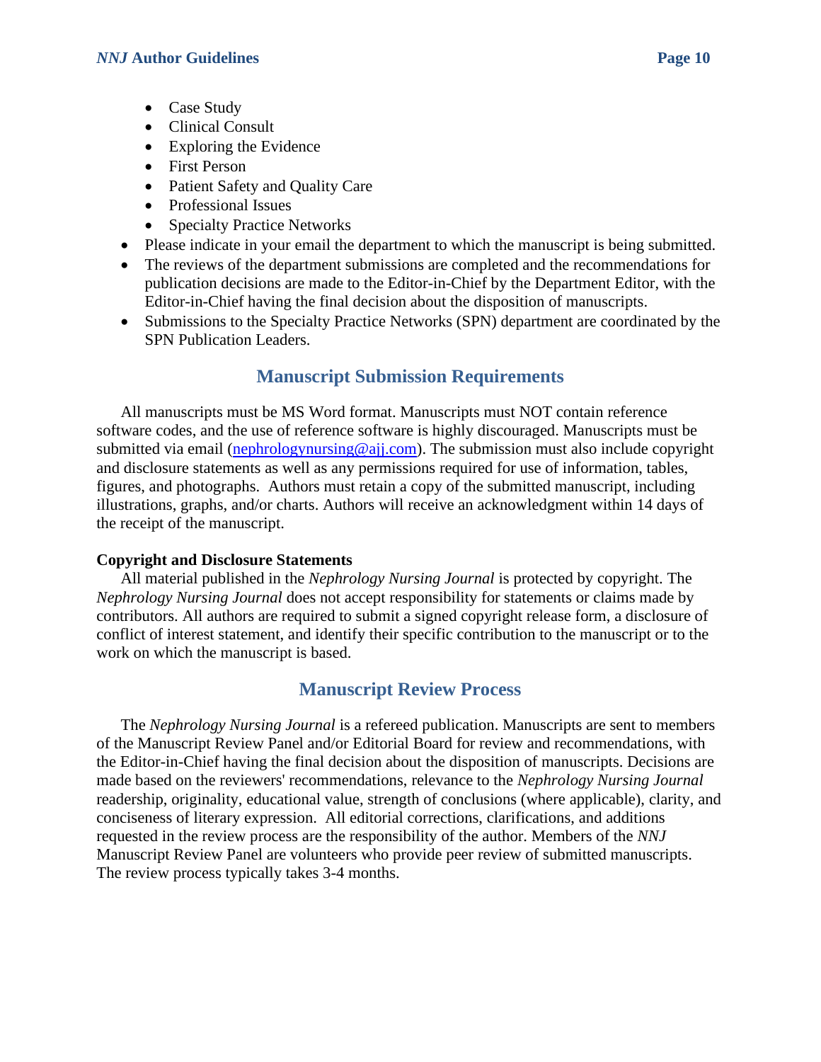- Case Study
  - Clinical Consult
  - Exploring the Evidence
  - First Person
  - Patient Safety and Quality Care
  - Professional Issues
  - Specialty Practice Networks
- Please indicate in your email the department to which the manuscript is being submitted.
- The reviews of the department submissions are completed and the recommendations for publication decisions are made to the Editor-in-Chief by the Department Editor, with the Editor-in-Chief having the final decision about the disposition of manuscripts.
- Submissions to the Specialty Practice Networks (SPN) department are coordinated by the SPN Publication Leaders.

## Manuscript Submission Requirements

All manuscripts must be MS Word format. Manuscripts must NOT contain reference software codes, and the use of reference software is highly discouraged. Manuscripts must be submitted via email (nephrologynursing@ajj.com). The submission must also include copyright and disclosure statements as well as any permissions required for use of information, tables, figures, and photographs. Authors must retain a copy of the submitted manuscript, including illustrations, graphs, and/or charts. Authors will receive an acknowledgment within 14 days of the receipt of the manuscript.

**Copyright and Disclosure Statements**

All material published in the *Nephrology Nursing Journal* is protected by copyright. The *Nephrology Nursing Journal* does not accept responsibility for statements or claims made by contributors. All authors are required to submit a signed copyright release form, a disclosure of conflict of interest statement, and identify their specific contribution to the manuscript or to the work on which the manuscript is based.

## Manuscript Review Process

The *Nephrology Nursing Journal* is a refereed publication. Manuscripts are sent to members of the Manuscript Review Panel and/or Editorial Board for review and recommendations, with the Editor-in-Chief having the final decision about the disposition of manuscripts. Decisions are made based on the reviewers' recommendations, relevance to the *Nephrology Nursing Journal* readership, originality, educational value, strength of conclusions (where applicable), clarity, and conciseness of literary expression. All editorial corrections, clarifications, and additions requested in the review process are the responsibility of the author. Members of the *NNJ* Manuscript Review Panel are volunteers who provide peer review of submitted manuscripts. The review process typically takes 3-4 months.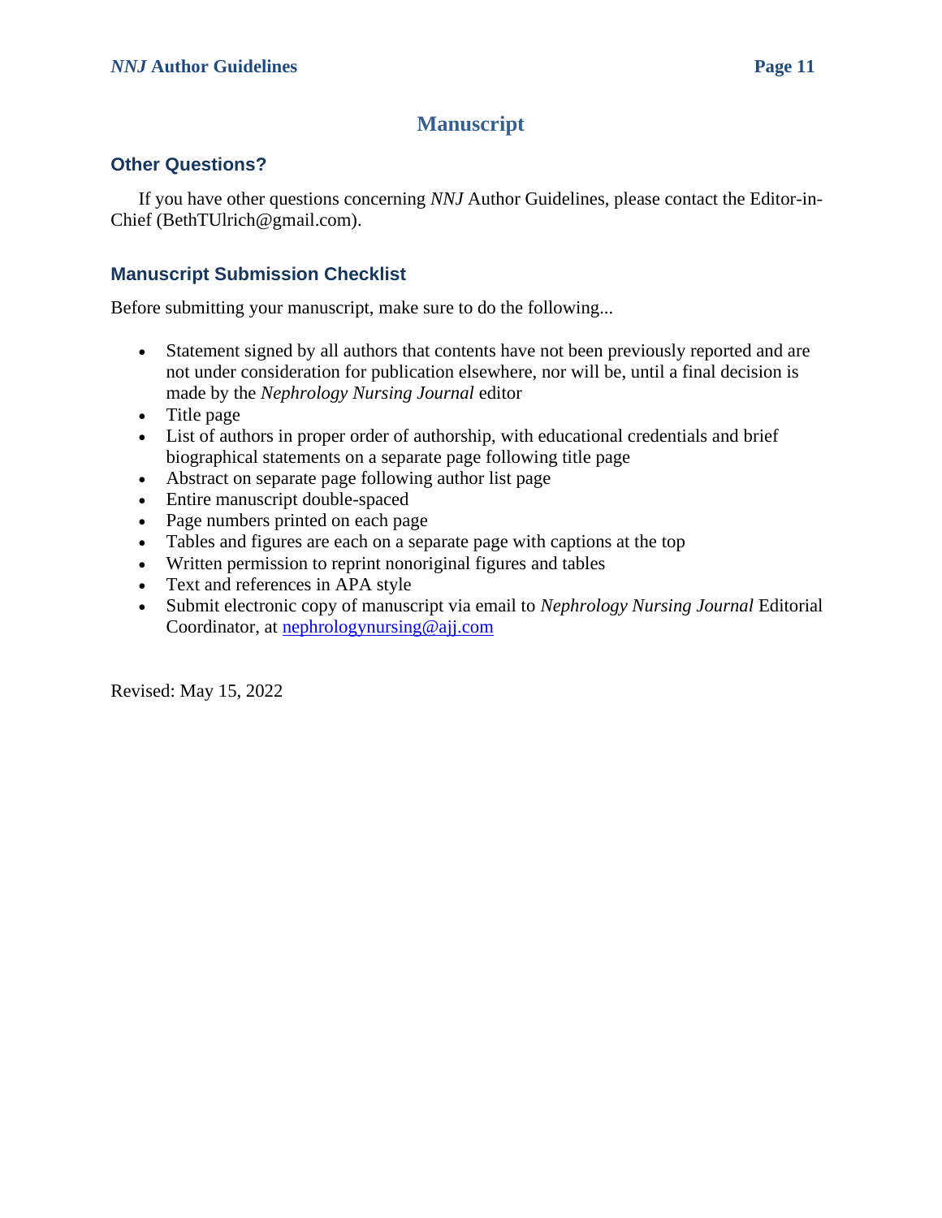# Manuscript

## Other Questions?

If you have other questions concerning *NNJ* Author Guidelines, please contact the Editor-in-Chief (BethTUlrich@gmail.com).

## Manuscript Submission Checklist

Before submitting your manuscript, make sure to do the following...

- Statement signed by all authors that contents have not been previously reported and are not under consideration for publication elsewhere, nor will be, until a final decision is made by the *Nephrology Nursing Journal* editor
- Title page
- List of authors in proper order of authorship, with educational credentials and brief biographical statements on a separate page following title page
- Abstract on separate page following author list page
- Entire manuscript double-spaced
- Page numbers printed on each page
- Tables and figures are each on a separate page with captions at the top
- Written permission to reprint nonoriginal figures and tables
- Text and references in APA style
- Submit electronic copy of manuscript via email to *Nephrology Nursing Journal* Editorial Coordinator, at nephrologynursing@ajj.com

Revised: May 15, 2022